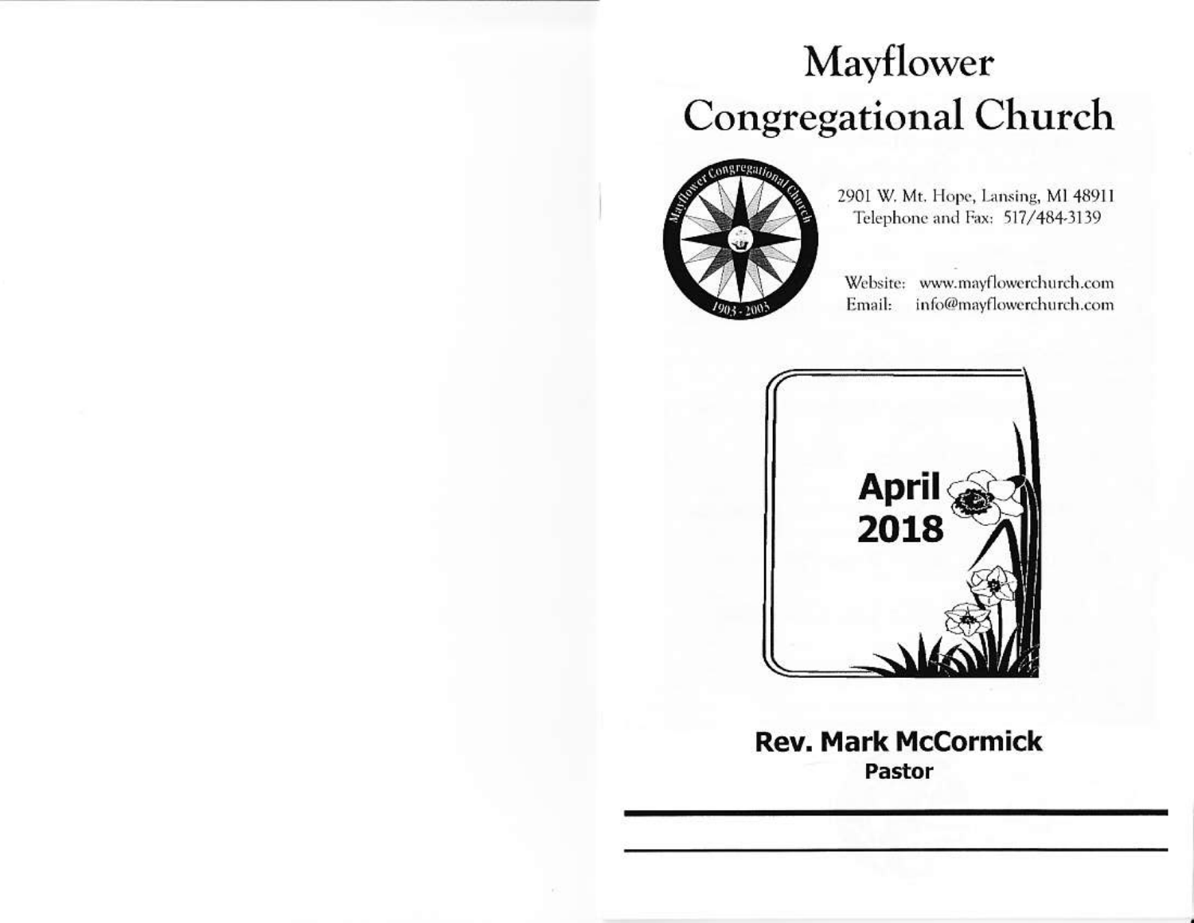# Mayflower Congregational Church

2901 W. Mt. Hope, Lansing, MI 48911
Telephone and Fax: 517/484-3139

Website: www.mayflowerchurch.com
Email: info@mayflowerchurch.com

**April 2018**

**Rev. Mark McCormick**
**Pastor**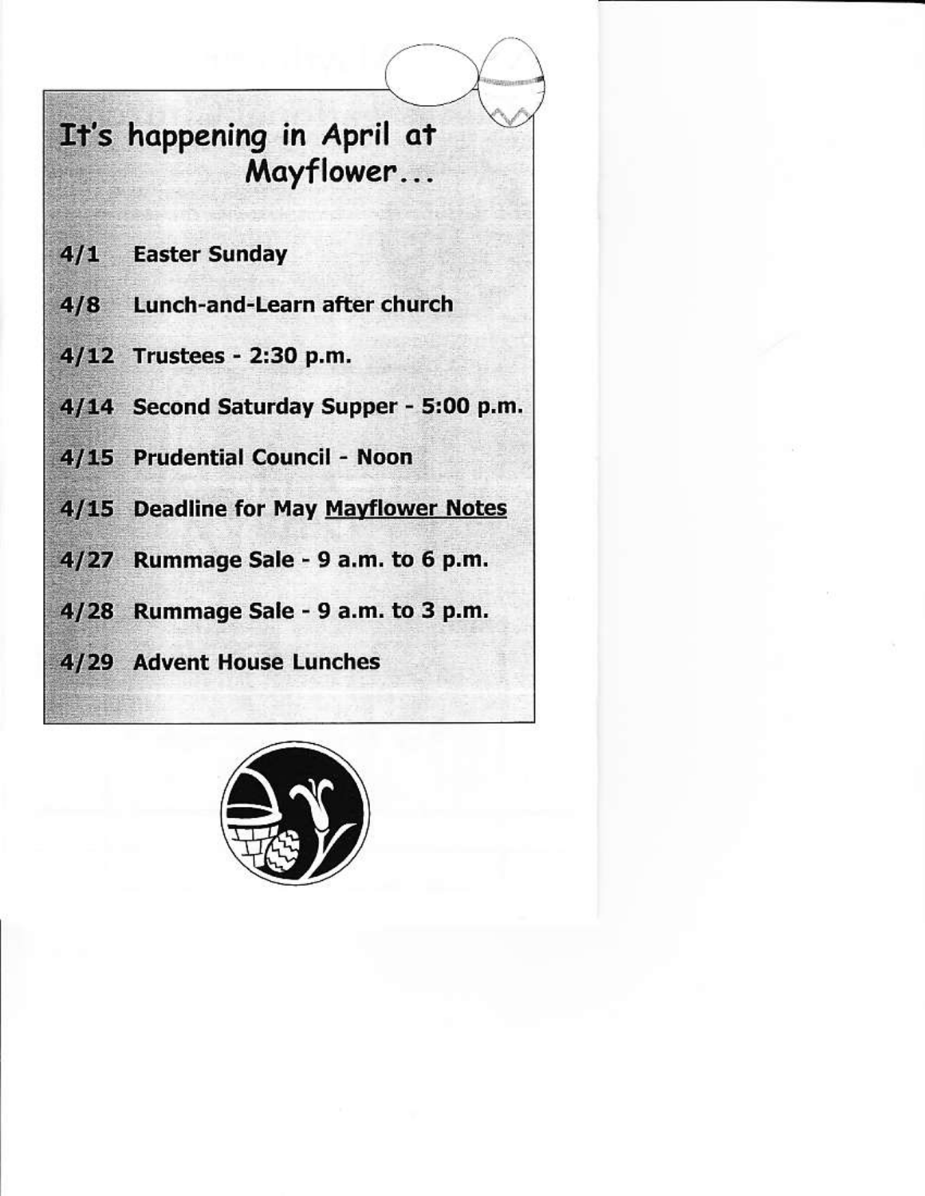# It's happening in April at Mayflower...

**4/1 Easter Sunday**

**4/8 Lunch-and-Learn after church**

**4/12 Trustees - 2:30 p.m.**

**4/14 Second Saturday Supper - 5:00 p.m.**

**4/15 Prudential Council - Noon**

**4/15 Deadline for May Mayflower Notes**

**4/27 Rummage Sale - 9 a.m. to 6 p.m.**

**4/28 Rummage Sale - 9 a.m. to 3 p.m.**

**4/29 Advent House Lunches**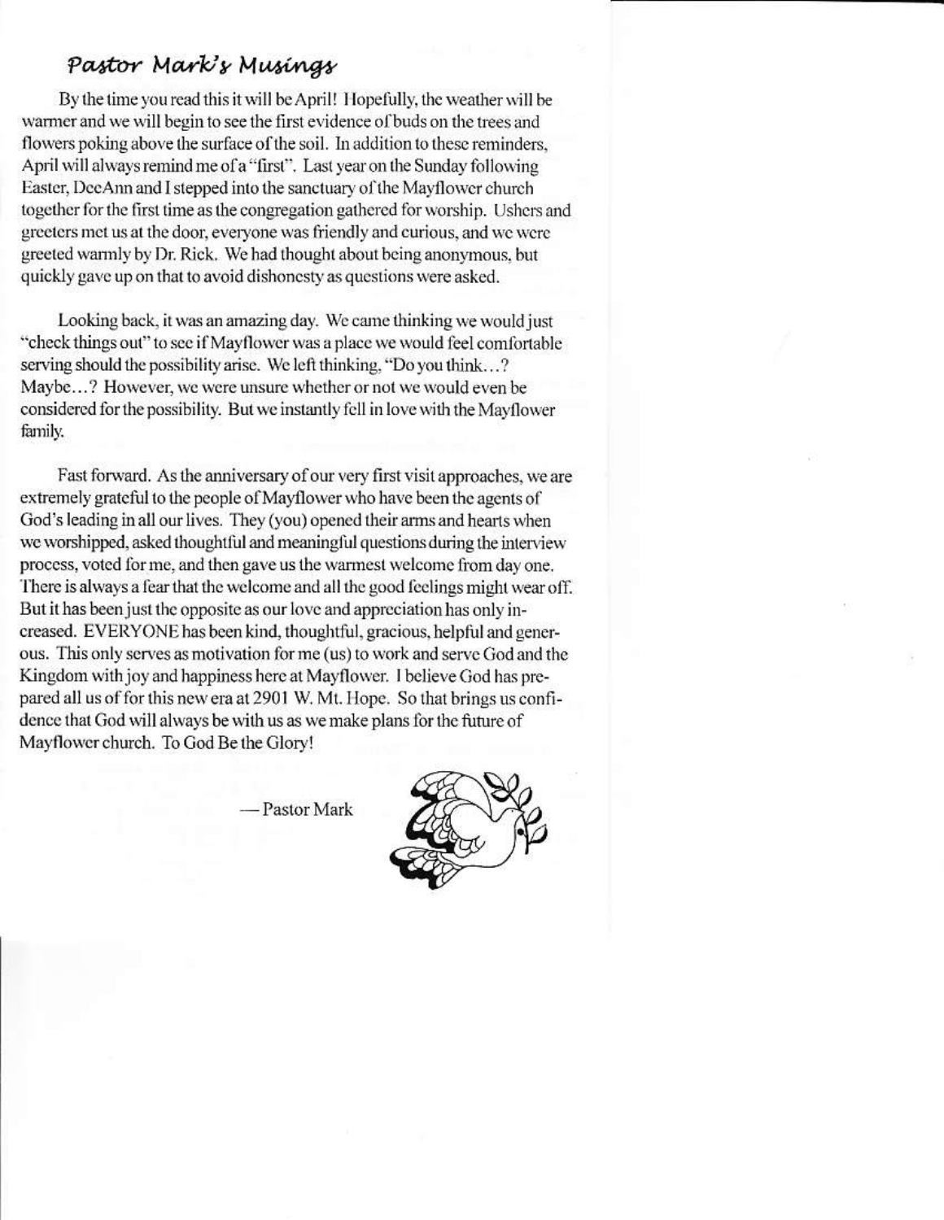## *Pastor Mark's Musings*

By the time you read this it will be April! Hopefully, the weather will be warmer and we will begin to see the first evidence of buds on the trees and flowers poking above the surface of the soil. In addition to these reminders, April will always remind me of a "first". Last year on the Sunday following Easter, DeeAnn and I stepped into the sanctuary of the Mayflower church together for the first time as the congregation gathered for worship. Ushers and greeters met us at the door, everyone was friendly and curious, and we were greeted warmly by Dr. Rick. We had thought about being anonymous, but quickly gave up on that to avoid dishonesty as questions were asked.

Looking back, it was an amazing day. We came thinking we would just "check things out" to see if Mayflower was a place we would feel comfortable serving should the possibility arise. We left thinking, "Do you think…? Maybe…? However, we were unsure whether or not we would even be considered for the possibility. But we instantly fell in love with the Mayflower family.

Fast forward. As the anniversary of our very first visit approaches, we are extremely grateful to the people of Mayflower who have been the agents of God's leading in all our lives. They (you) opened their arms and hearts when we worshipped, asked thoughtful and meaningful questions during the interview process, voted for me, and then gave us the warmest welcome from day one. There is always a fear that the welcome and all the good feelings might wear off. But it has been just the opposite as our love and appreciation has only increased. EVERYONE has been kind, thoughtful, gracious, helpful and generous. This only serves as motivation for me (us) to work and serve God and the Kingdom with joy and happiness here at Mayflower. I believe God has prepared all us of for this new era at 2901 W. Mt. Hope. So that brings us confidence that God will always be with us as we make plans for the future of Mayflower church. To God Be the Glory!

— Pastor Mark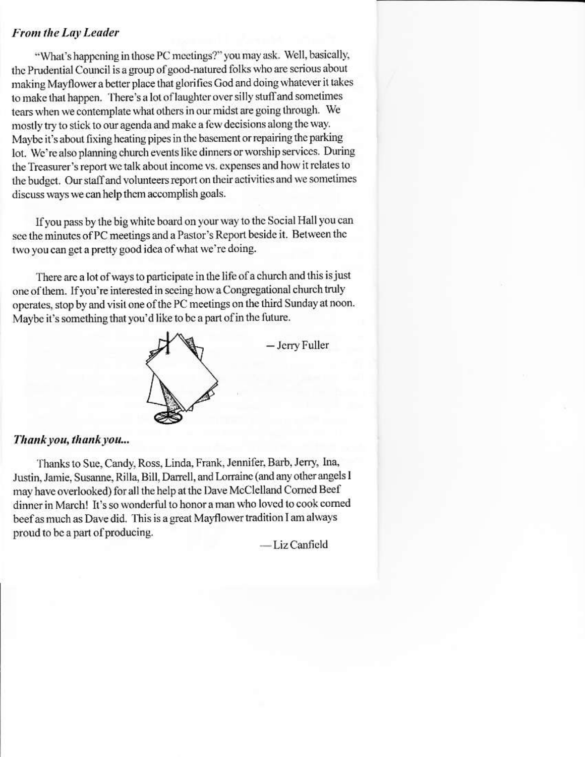### *From the Lay Leader*

"What's happening in those PC meetings?" you may ask. Well, basically, the Prudential Council is a group of good-natured folks who are serious about making Mayflower a better place that glorifies God and doing whatever it takes to make that happen. There's a lot of laughter over silly stuff and sometimes tears when we contemplate what others in our midst are going through. We mostly try to stick to our agenda and make a few decisions along the way. Maybe it's about fixing heating pipes in the basement or repairing the parking lot. We're also planning church events like dinners or worship services. During the Treasurer's report we talk about income vs. expenses and how it relates to the budget. Our staff and volunteers report on their activities and we sometimes discuss ways we can help them accomplish goals.

If you pass by the big white board on your way to the Social Hall you can see the minutes of PC meetings and a Pastor's Report beside it. Between the two you can get a pretty good idea of what we're doing.

There are a lot of ways to participate in the life of a church and this is just one of them. If you're interested in seeing how a Congregational church truly operates, stop by and visit one of the PC meetings on the third Sunday at noon. Maybe it's something that you'd like to be a part of in the future.

— Jerry Fuller

### *Thank you, thank you...*

Thanks to Sue, Candy, Ross, Linda, Frank, Jennifer, Barb, Jerry, Ina, Justin, Jamie, Susanne, Rilla, Bill, Darrell, and Lorraine (and any other angels I may have overlooked) for all the help at the Dave McClelland Corned Beef dinner in March! It's so wonderful to honor a man who loved to cook corned beef as much as Dave did. This is a great Mayflower tradition I am always proud to be a part of producing.

—Liz Canfield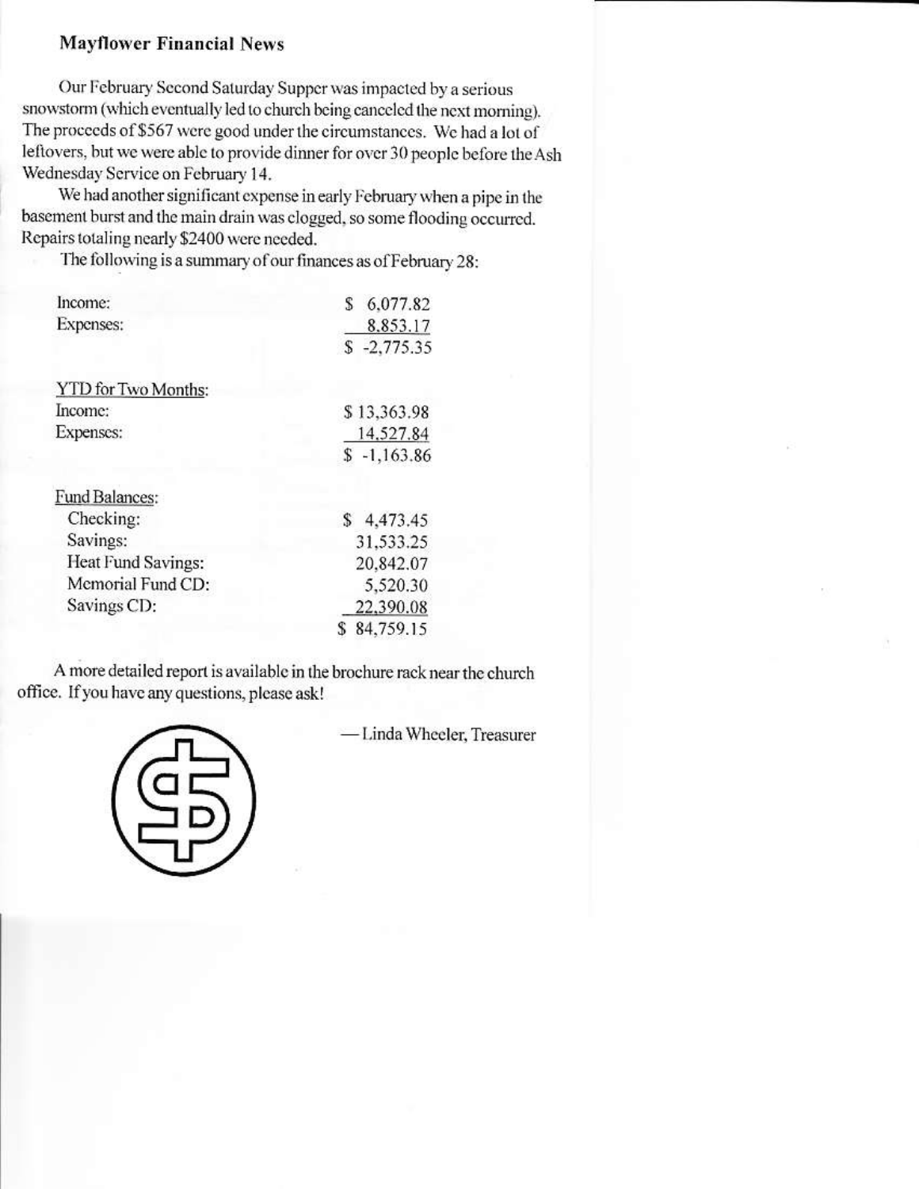## Mayflower Financial News

Our February Second Saturday Supper was impacted by a serious snowstorm (which eventually led to church being canceled the next morning). The proceeds of $567 were good under the circumstances. We had a lot of leftovers, but we were able to provide dinner for over 30 people before the Ash Wednesday Service on February 14.

We had another significant expense in early February when a pipe in the basement burst and the main drain was clogged, so some flooding occurred. Repairs totaling nearly $2400 were needed.

The following is a summary of our finances as of February 28:

| | |
|---|---:|
| Income: | $ 6,077.82 |
| Expenses: | 8,853.17 |
| | $ -2,775.35 |

| YTD for Two Months: | |
|---|---:|
| Income: | $ 13,363.98 |
| Expenses: | 14,527.84 |
| | $ -1,163.86 |

| Fund Balances: | |
|---|---:|
| Checking: | $ 4,473.45 |
| Savings: | 31,533.25 |
| Heat Fund Savings: | 20,842.07 |
| Memorial Fund CD: | 5,520.30 |
| Savings CD: | 22,390.08 |
| | $ 84,759.15 |

A more detailed report is available in the brochure rack near the church office. If you have any questions, please ask!

— Linda Wheeler, Treasurer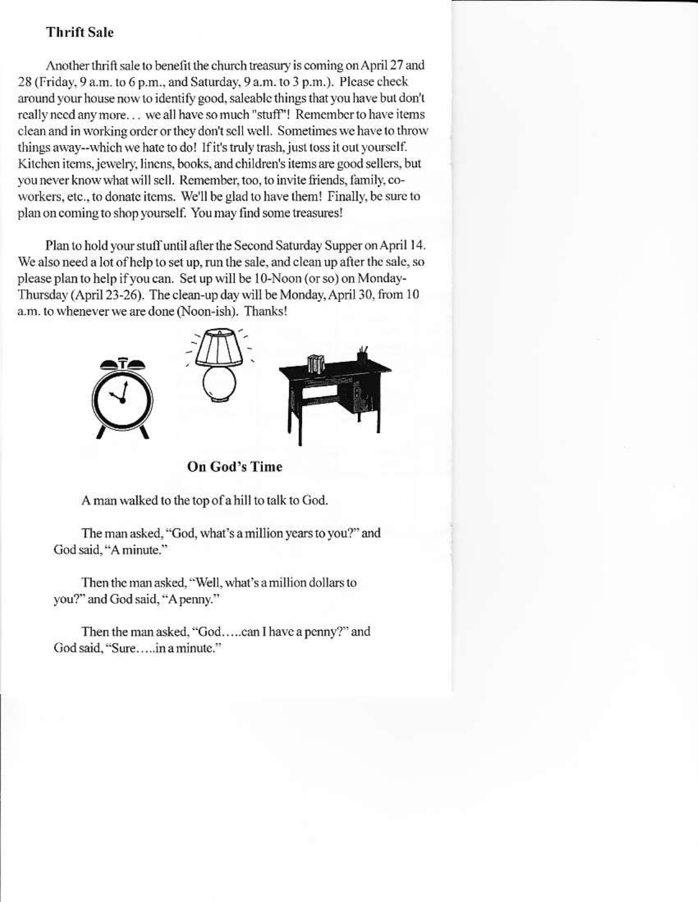## Thrift Sale

Another thrift sale to benefit the church treasury is coming on April 27 and 28 (Friday, 9 a.m. to 6 p.m., and Saturday, 9 a.m. to 3 p.m.). Please check around your house now to identify good, saleable things that you have but don't really need any more... we all have so much "stuff"! Remember to have items clean and in working order or they don't sell well. Sometimes we have to throw things away--which we hate to do! If it's truly trash, just toss it out yourself. Kitchen items, jewelry, linens, books, and children's items are good sellers, but you never know what will sell. Remember, too, to invite friends, family, co-workers, etc., to donate items. We'll be glad to have them! Finally, be sure to plan on coming to shop yourself. You may find some treasures!

Plan to hold your stuff until after the Second Saturday Supper on April 14. We also need a lot of help to set up, run the sale, and clean up after the sale, so please plan to help if you can. Set up will be 10-Noon (or so) on Monday-Thursday (April 23-26). The clean-up day will be Monday, April 30, from 10 a.m. to whenever we are done (Noon-ish). Thanks!

## On God's Time

A man walked to the top of a hill to talk to God.

The man asked, "God, what's a million years to you?" and God said, "A minute."

Then the man asked, "Well, what's a million dollars to you?" and God said, "A penny."

Then the man asked, "God.....can I have a penny?" and God said, "Sure.....in a minute."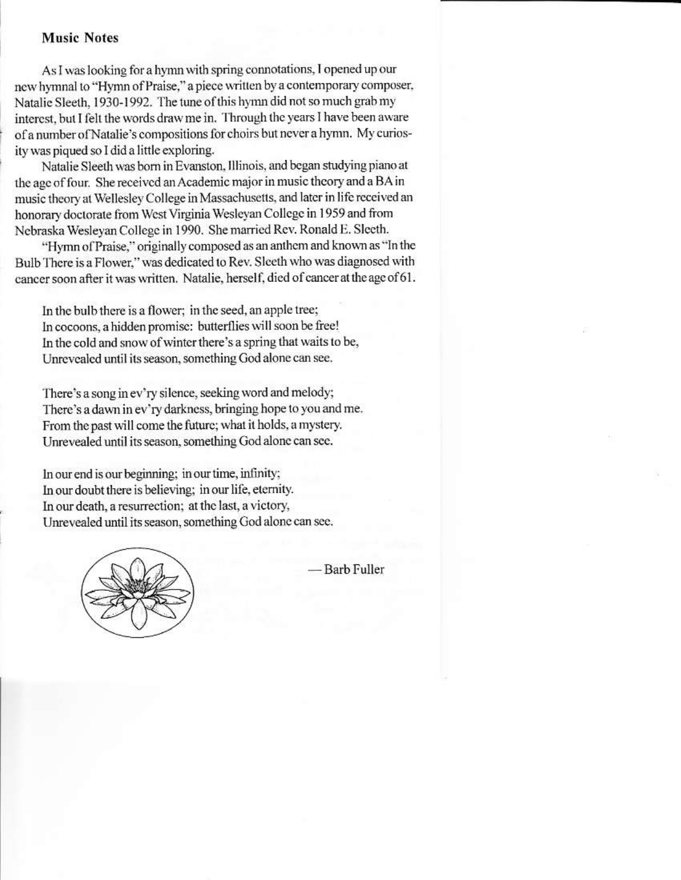## Music Notes

As I was looking for a hymn with spring connotations, I opened up our new hymnal to "Hymn of Praise," a piece written by a contemporary composer, Natalie Sleeth, 1930-1992. The tune of this hymn did not so much grab my interest, but I felt the words draw me in. Through the years I have been aware of a number of Natalie's compositions for choirs but never a hymn. My curiosity was piqued so I did a little exploring.

Natalie Sleeth was born in Evanston, Illinois, and began studying piano at the age of four. She received an Academic major in music theory and a BA in music theory at Wellesley College in Massachusetts, and later in life received an honorary doctorate from West Virginia Wesleyan College in 1959 and from Nebraska Wesleyan College in 1990. She married Rev. Ronald E. Sleeth.

"Hymn of Praise," originally composed as an anthem and known as "In the Bulb There is a Flower," was dedicated to Rev. Sleeth who was diagnosed with cancer soon after it was written. Natalie, herself, died of cancer at the age of 61.

> In the bulb there is a flower; in the seed, an apple tree;
> In cocoons, a hidden promise: butterflies will soon be free!
> In the cold and snow of winter there's a spring that waits to be,
> Unrevealed until its season, something God alone can see.
>
> There's a song in ev'ry silence, seeking word and melody;
> There's a dawn in ev'ry darkness, bringing hope to you and me.
> From the past will come the future; what it holds, a mystery.
> Unrevealed until its season, something God alone can see.
>
> In our end is our beginning; in our time, infinity;
> In our doubt there is believing; in our life, eternity.
> In our death, a resurrection; at the last, a victory,
> Unrevealed until its season, something God alone can see.

— Barb Fuller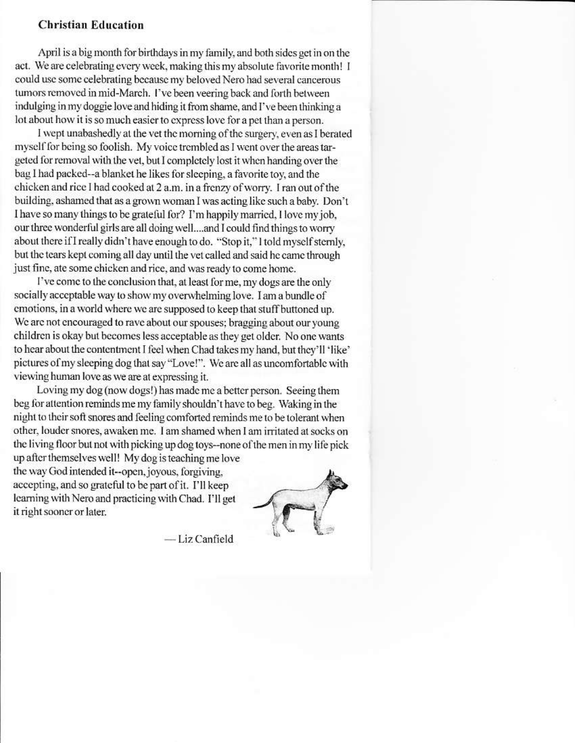## Christian Education

April is a big month for birthdays in my family, and both sides get in on the act. We are celebrating every week, making this my absolute favorite month! I could use some celebrating because my beloved Nero had several cancerous tumors removed in mid-March. I've been veering back and forth between indulging in my doggie love and hiding it from shame, and I've been thinking a lot about how it is so much easier to express love for a pet than a person.

I wept unabashedly at the vet the morning of the surgery, even as I berated myself for being so foolish. My voice trembled as I went over the areas targeted for removal with the vet, but I completely lost it when handing over the bag I had packed--a blanket he likes for sleeping, a favorite toy, and the chicken and rice I had cooked at 2 a.m. in a frenzy of worry. I ran out of the building, ashamed that as a grown woman I was acting like such a baby. Don't I have so many things to be grateful for? I'm happily married, I love my job, our three wonderful girls are all doing well....and I could find things to worry about there if I really didn't have enough to do. "Stop it," I told myself sternly, but the tears kept coming all day until the vet called and said he came through just fine, ate some chicken and rice, and was ready to come home.

I've come to the conclusion that, at least for me, my dogs are the only socially acceptable way to show my overwhelming love. I am a bundle of emotions, in a world where we are supposed to keep that stuff buttoned up. We are not encouraged to rave about our spouses; bragging about our young children is okay but becomes less acceptable as they get older. No one wants to hear about the contentment I feel when Chad takes my hand, but they'll 'like' pictures of my sleeping dog that say "Love!". We are all as uncomfortable with viewing human love as we are at expressing it.

Loving my dog (now dogs!) has made me a better person. Seeing them beg for attention reminds me my family shouldn't have to beg. Waking in the night to their soft snores and feeling comforted reminds me to be tolerant when other, louder snores, awaken me. I am shamed when I am irritated at socks on the living floor but not with picking up dog toys--none of the men in my life pick up after themselves well! My dog is teaching me love the way God intended it--open, joyous, forgiving, accepting, and so grateful to be part of it. I'll keep learning with Nero and practicing with Chad. I'll get it right sooner or later.

— Liz Canfield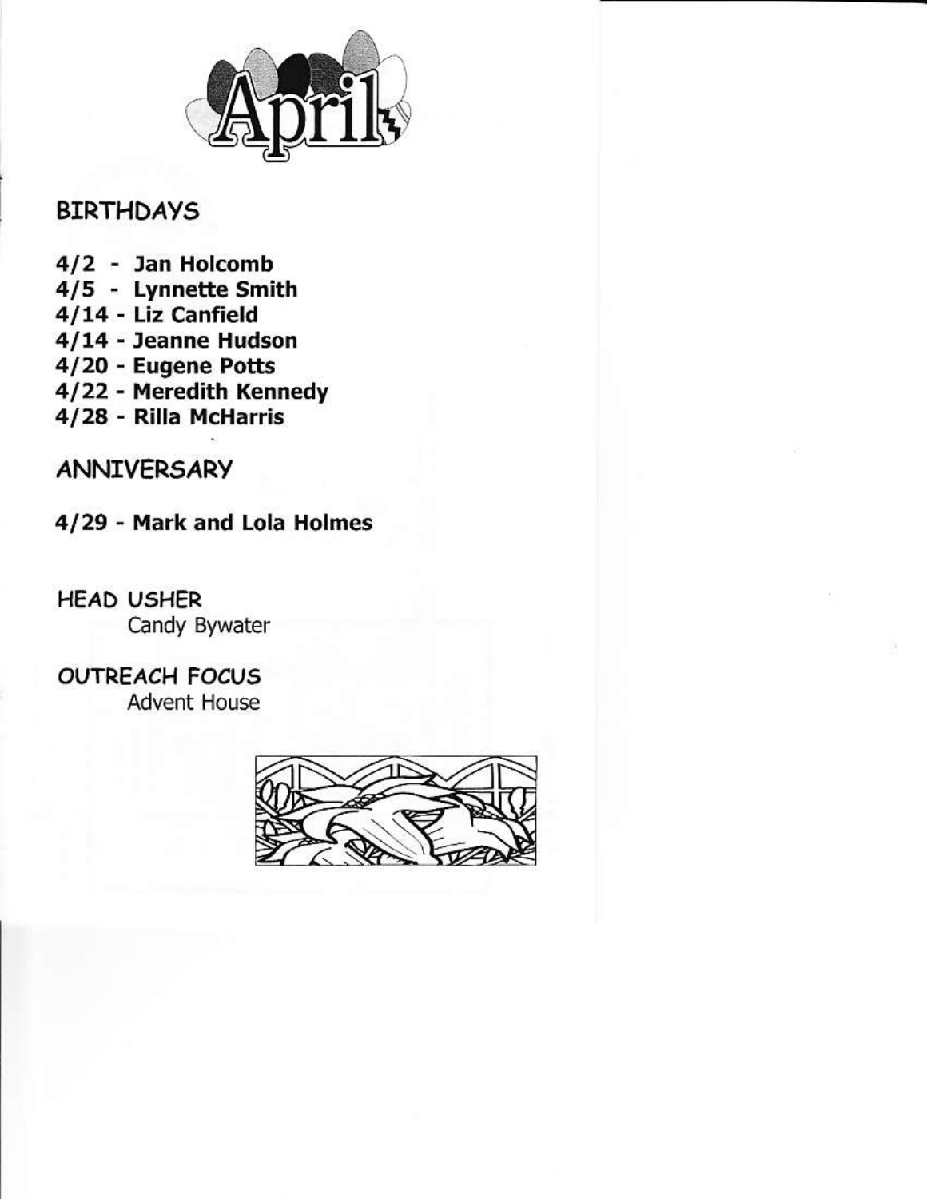# April

## BIRTHDAYS

**4/2 - Jan Holcomb**
**4/5 - Lynnette Smith**
**4/14 - Liz Canfield**
**4/14 - Jeanne Hudson**
**4/20 - Eugene Potts**
**4/22 - Meredith Kennedy**
**4/28 - Rilla McHarris**

## ANNIVERSARY

**4/29 - Mark and Lola Holmes**

## HEAD USHER

Candy Bywater

## OUTREACH FOCUS

Advent House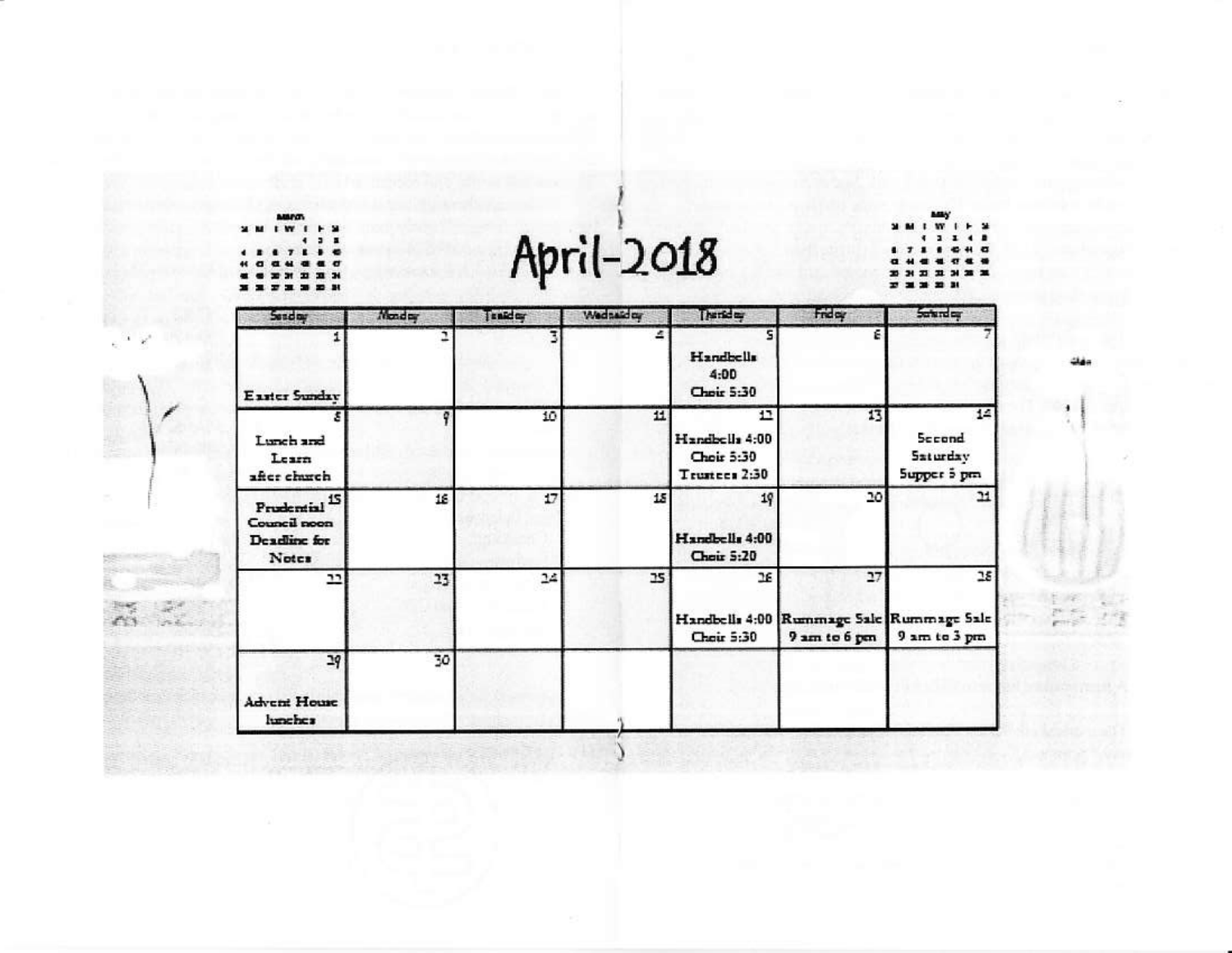# April-2018

| Sunday | Monday | Tuesday | Wednesday | Thursday | Friday | Saturday |
|---|---|---|---|---|---|---|
| 1 Easter Sunday | 2 | 3 | 4 | 5 Handbells 4:00 Choir 5:30 | 6 | 7 |
| 8 Lunch and Learn after church | 9 | 10 | 11 | 12 Handbells 4:00 Choir 5:30 Trustees 2:30 | 13 | 14 Second Saturday Supper 5 pm |
| 15 Prudential Council noon Deadline for Notes | 16 | 17 | 18 | 19 Handbells 4:00 Choir 5:20 | 20 | 21 |
| 22 | 23 | 24 | 25 | 26 Handbells 4:00 Choir 5:30 | 27 Rummage Sale 9 am to 6 pm | 28 Rummage Sale 9 am to 3 pm |
| 29 Advent House lunches | 30 | | | | | |